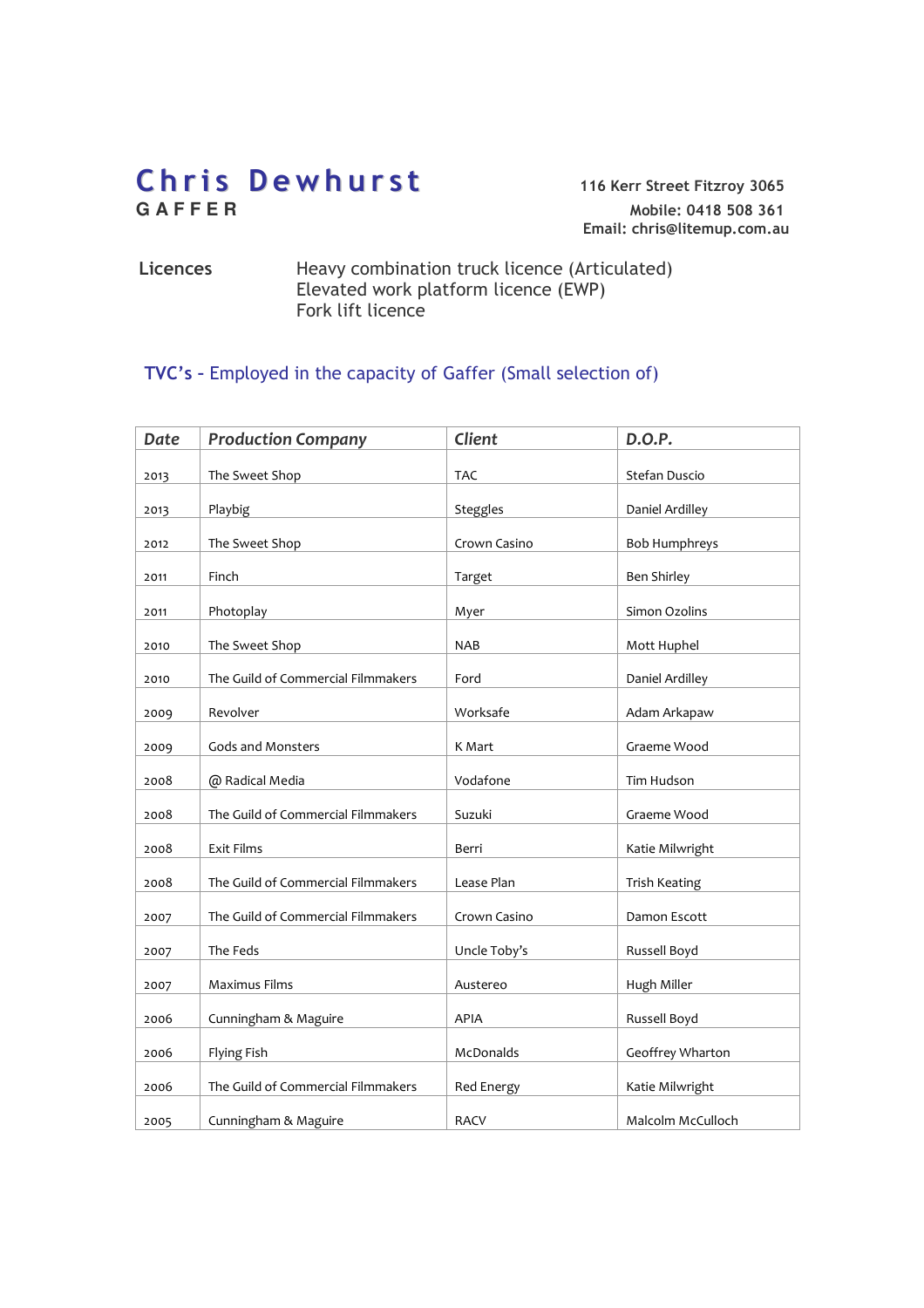# Chris Dewhurst

**GAFFER**

**116 Kerr Street Fitzroy 3065**
**Mobile: 0418 508 361**
**Email: chris@litemup.com.au**

**Licences**

Heavy combination truck licence (Articulated)
Elevated work platform licence (EWP)
Fork lift licence

## TVC's - Employed in the capacity of Gaffer (Small selection of)

| *Date* | *Production Company* | *Client* | *D.O.P.* |
|---|---|---|---|
| 2013 | The Sweet Shop | TAC | Stefan Duscio |
| 2013 | Playbig | Steggles | Daniel Ardilley |
| 2012 | The Sweet Shop | Crown Casino | Bob Humphreys |
| 2011 | Finch | Target | Ben Shirley |
| 2011 | Photoplay | Myer | Simon Ozolins |
| 2010 | The Sweet Shop | NAB | Mott Huphel |
| 2010 | The Guild of Commercial Filmmakers | Ford | Daniel Ardilley |
| 2009 | Revolver | Worksafe | Adam Arkapaw |
| 2009 | Gods and Monsters | K Mart | Graeme Wood |
| 2008 | @ Radical Media | Vodafone | Tim Hudson |
| 2008 | The Guild of Commercial Filmmakers | Suzuki | Graeme Wood |
| 2008 | Exit Films | Berri | Katie Milwright |
| 2008 | The Guild of Commercial Filmmakers | Lease Plan | Trish Keating |
| 2007 | The Guild of Commercial Filmmakers | Crown Casino | Damon Escott |
| 2007 | The Feds | Uncle Toby's | Russell Boyd |
| 2007 | Maximus Films | Austereo | Hugh Miller |
| 2006 | Cunningham & Maguire | APIA | Russell Boyd |
| 2006 | Flying Fish | McDonalds | Geoffrey Wharton |
| 2006 | The Guild of Commercial Filmmakers | Red Energy | Katie Milwright |
| 2005 | Cunningham & Maguire | RACV | Malcolm McCulloch |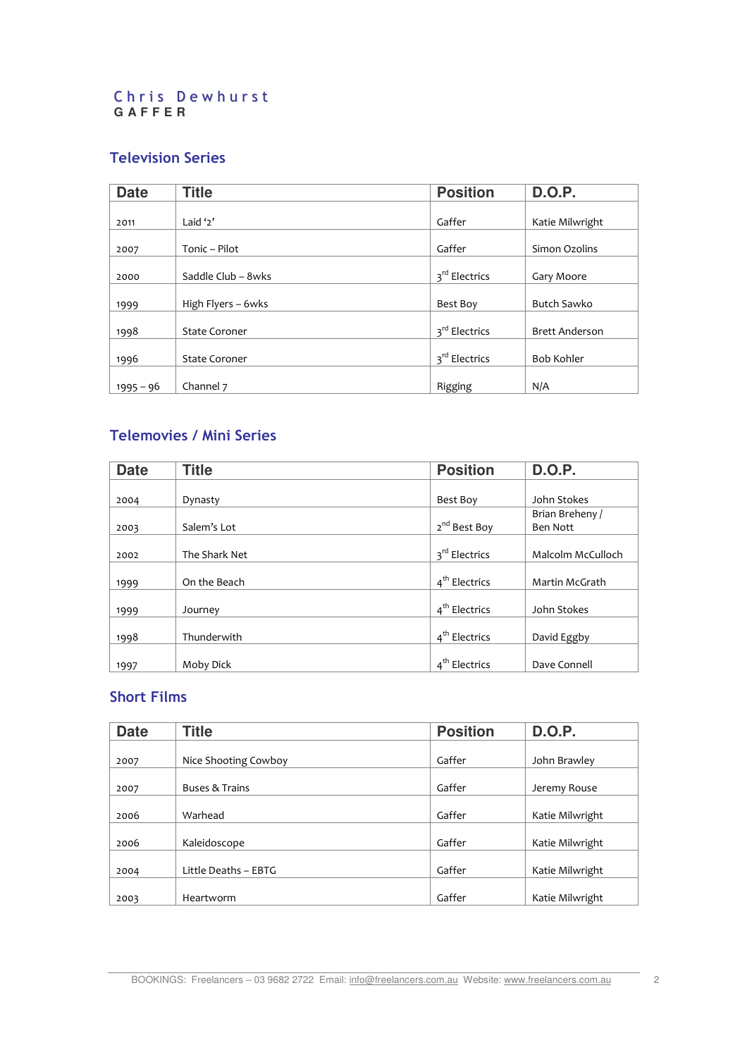Chris Dewhurst
**GAFFER**

## Television Series

| Date | Title | Position | D.O.P. |
|---|---|---|---|
| 2011 | Laid '2' | Gaffer | Katie Milwright |
| 2007 | Tonic – Pilot | Gaffer | Simon Ozolins |
| 2000 | Saddle Club – 8wks | 3rd Electrics | Gary Moore |
| 1999 | High Flyers – 6wks | Best Boy | Butch Sawko |
| 1998 | State Coroner | 3rd Electrics | Brett Anderson |
| 1996 | State Coroner | 3rd Electrics | Bob Kohler |
| 1995 – 96 | Channel 7 | Rigging | N/A |

## Telemovies / Mini Series

| Date | Title | Position | D.O.P. |
|---|---|---|---|
| 2004 | Dynasty | Best Boy | John Stokes |
| 2003 | Salem's Lot | 2nd Best Boy | Brian Breheny / Ben Nott |
| 2002 | The Shark Net | 3rd Electrics | Malcolm McCulloch |
| 1999 | On the Beach | 4th Electrics | Martin McGrath |
| 1999 | Journey | 4th Electrics | John Stokes |
| 1998 | Thunderwith | 4th Electrics | David Eggby |
| 1997 | Moby Dick | 4th Electrics | Dave Connell |

## Short Films

| Date | Title | Position | D.O.P. |
|---|---|---|---|
| 2007 | Nice Shooting Cowboy | Gaffer | John Brawley |
| 2007 | Buses & Trains | Gaffer | Jeremy Rouse |
| 2006 | Warhead | Gaffer | Katie Milwright |
| 2006 | Kaleidoscope | Gaffer | Katie Milwright |
| 2004 | Little Deaths – EBTG | Gaffer | Katie Milwright |
| 2003 | Heartworm | Gaffer | Katie Milwright |

BOOKINGS: Freelancers – 03 9682 2722 Email: info@freelancers.com.au Website: www.freelancers.com.au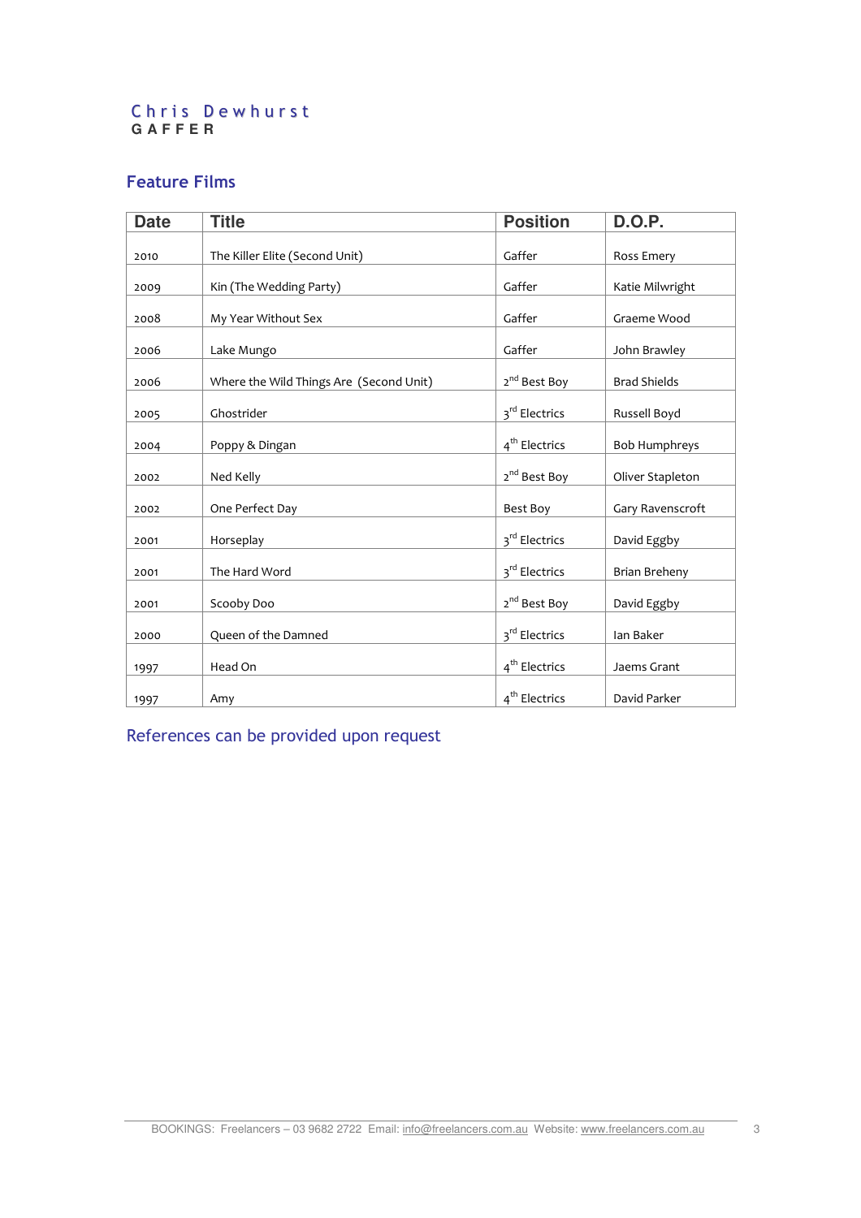Chris Dewhurst
**GAFFER**

## Feature Films

| Date | Title | Position | D.O.P. |
|---|---|---|---|
| 2010 | The Killer Elite (Second Unit) | Gaffer | Ross Emery |
| 2009 | Kin (The Wedding Party) | Gaffer | Katie Milwright |
| 2008 | My Year Without Sex | Gaffer | Graeme Wood |
| 2006 | Lake Mungo | Gaffer | John Brawley |
| 2006 | Where the Wild Things Are (Second Unit) | 2nd Best Boy | Brad Shields |
| 2005 | Ghostrider | 3rd Electrics | Russell Boyd |
| 2004 | Poppy & Dingan | 4th Electrics | Bob Humphreys |
| 2002 | Ned Kelly | 2nd Best Boy | Oliver Stapleton |
| 2002 | One Perfect Day | Best Boy | Gary Ravenscroft |
| 2001 | Horseplay | 3rd Electrics | David Eggby |
| 2001 | The Hard Word | 3rd Electrics | Brian Breheny |
| 2001 | Scooby Doo | 2nd Best Boy | David Eggby |
| 2000 | Queen of the Damned | 3rd Electrics | Ian Baker |
| 1997 | Head On | 4th Electrics | Jaems Grant |
| 1997 | Amy | 4th Electrics | David Parker |

References can be provided upon request

BOOKINGS: Freelancers – 03 9682 2722 Email: info@freelancers.com.au Website: www.freelancers.com.au